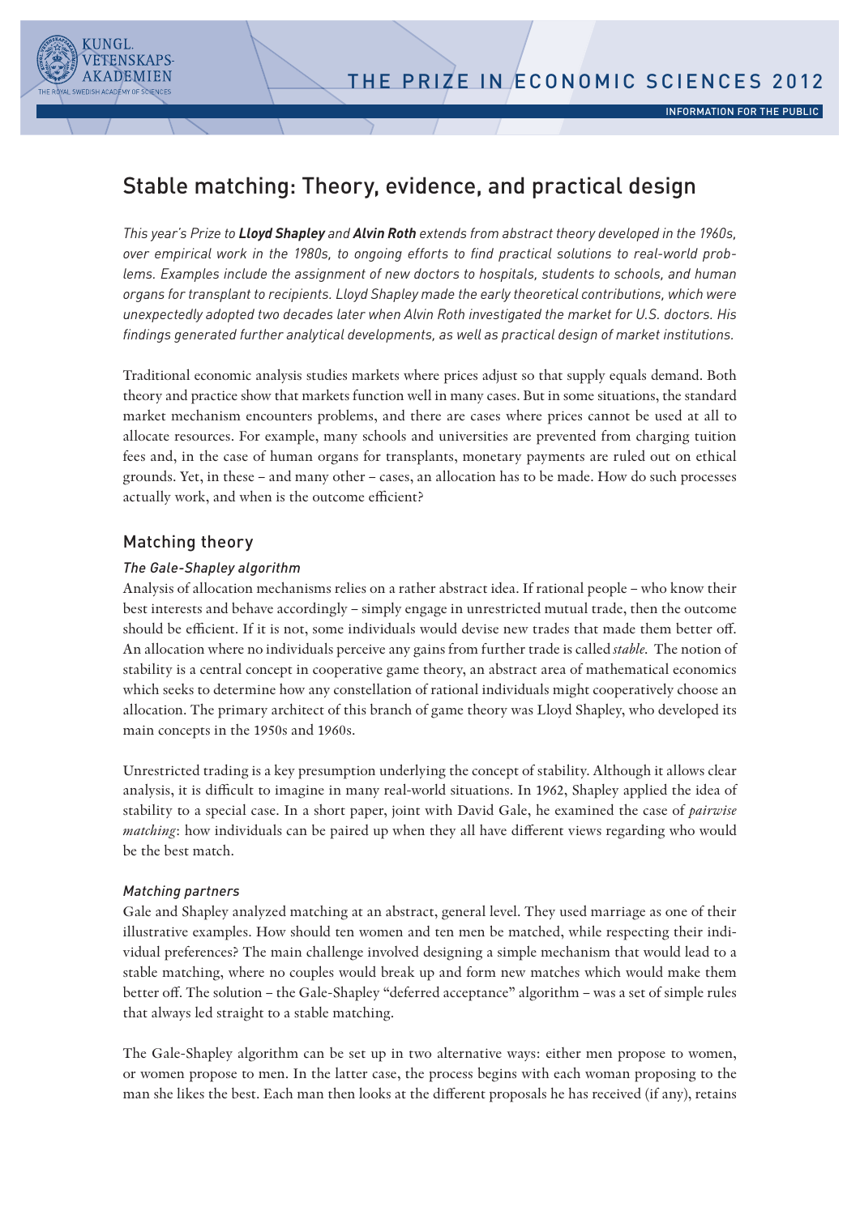THE PRIZE IN ECONOMIC SCIENCES 2012

INFORMATION FOR THE PUBLIC

# Stable matching: Theory, evidence, and practical design

*This year's Prize to **Lloyd Shapley** and **Alvin Roth** extends from abstract theory developed in the 1960s, over empirical work in the 1980s, to ongoing efforts to find practical solutions to real-world problems. Examples include the assignment of new doctors to hospitals, students to schools, and human organs for transplant to recipients. Lloyd Shapley made the early theoretical contributions, which were unexpectedly adopted two decades later when Alvin Roth investigated the market for U.S. doctors. His findings generated further analytical developments, as well as practical design of market institutions.*

Traditional economic analysis studies markets where prices adjust so that supply equals demand. Both theory and practice show that markets function well in many cases. But in some situations, the standard market mechanism encounters problems, and there are cases where prices cannot be used at all to allocate resources. For example, many schools and universities are prevented from charging tuition fees and, in the case of human organs for transplants, monetary payments are ruled out on ethical grounds. Yet, in these – and many other – cases, an allocation has to be made. How do such processes actually work, and when is the outcome efficient?

## Matching theory

### *The Gale-Shapley algorithm*

Analysis of allocation mechanisms relies on a rather abstract idea. If rational people – who know their best interests and behave accordingly – simply engage in unrestricted mutual trade, then the outcome should be efficient. If it is not, some individuals would devise new trades that made them better off. An allocation where no individuals perceive any gains from further trade is called *stable*. The notion of stability is a central concept in cooperative game theory, an abstract area of mathematical economics which seeks to determine how any constellation of rational individuals might cooperatively choose an allocation. The primary architect of this branch of game theory was Lloyd Shapley, who developed its main concepts in the 1950s and 1960s.

Unrestricted trading is a key presumption underlying the concept of stability. Although it allows clear analysis, it is difficult to imagine in many real-world situations. In 1962, Shapley applied the idea of stability to a special case. In a short paper, joint with David Gale, he examined the case of *pairwise matching*: how individuals can be paired up when they all have different views regarding who would be the best match.

### *Matching partners*

Gale and Shapley analyzed matching at an abstract, general level. They used marriage as one of their illustrative examples. How should ten women and ten men be matched, while respecting their individual preferences? The main challenge involved designing a simple mechanism that would lead to a stable matching, where no couples would break up and form new matches which would make them better off. The solution – the Gale-Shapley "deferred acceptance" algorithm – was a set of simple rules that always led straight to a stable matching.

The Gale-Shapley algorithm can be set up in two alternative ways: either men propose to women, or women propose to men. In the latter case, the process begins with each woman proposing to the man she likes the best. Each man then looks at the different proposals he has received (if any), retains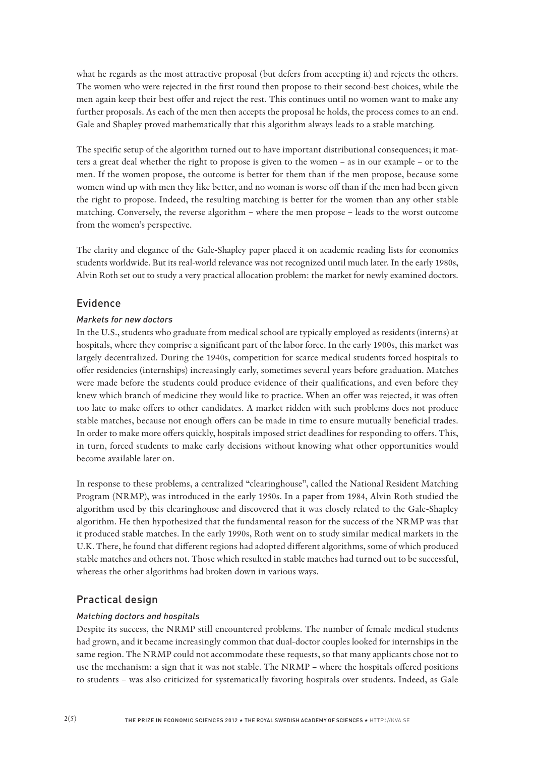what he regards as the most attractive proposal (but defers from accepting it) and rejects the others. The women who were rejected in the first round then propose to their second-best choices, while the men again keep their best offer and reject the rest. This continues until no women want to make any further proposals. As each of the men then accepts the proposal he holds, the process comes to an end. Gale and Shapley proved mathematically that this algorithm always leads to a stable matching.

The specific setup of the algorithm turned out to have important distributional consequences; it matters a great deal whether the right to propose is given to the women – as in our example – or to the men. If the women propose, the outcome is better for them than if the men propose, because some women wind up with men they like better, and no woman is worse off than if the men had been given the right to propose. Indeed, the resulting matching is better for the women than any other stable matching. Conversely, the reverse algorithm – where the men propose – leads to the worst outcome from the women's perspective.

The clarity and elegance of the Gale-Shapley paper placed it on academic reading lists for economics students worldwide. But its real-world relevance was not recognized until much later. In the early 1980s, Alvin Roth set out to study a very practical allocation problem: the market for newly examined doctors.

## Evidence

### *Markets for new doctors*

In the U.S., students who graduate from medical school are typically employed as residents (interns) at hospitals, where they comprise a significant part of the labor force. In the early 1900s, this market was largely decentralized. During the 1940s, competition for scarce medical students forced hospitals to offer residencies (internships) increasingly early, sometimes several years before graduation. Matches were made before the students could produce evidence of their qualifications, and even before they knew which branch of medicine they would like to practice. When an offer was rejected, it was often too late to make offers to other candidates. A market ridden with such problems does not produce stable matches, because not enough offers can be made in time to ensure mutually beneficial trades. In order to make more offers quickly, hospitals imposed strict deadlines for responding to offers. This, in turn, forced students to make early decisions without knowing what other opportunities would become available later on.

In response to these problems, a centralized "clearinghouse", called the National Resident Matching Program (NRMP), was introduced in the early 1950s. In a paper from 1984, Alvin Roth studied the algorithm used by this clearinghouse and discovered that it was closely related to the Gale-Shapley algorithm. He then hypothesized that the fundamental reason for the success of the NRMP was that it produced stable matches. In the early 1990s, Roth went on to study similar medical markets in the U.K. There, he found that different regions had adopted different algorithms, some of which produced stable matches and others not. Those which resulted in stable matches had turned out to be successful, whereas the other algorithms had broken down in various ways.

## Practical design

### *Matching doctors and hospitals*

Despite its success, the NRMP still encountered problems. The number of female medical students had grown, and it became increasingly common that dual-doctor couples looked for internships in the same region. The NRMP could not accommodate these requests, so that many applicants chose not to use the mechanism: a sign that it was not stable. The NRMP – where the hospitals offered positions to students – was also criticized for systematically favoring hospitals over students. Indeed, as Gale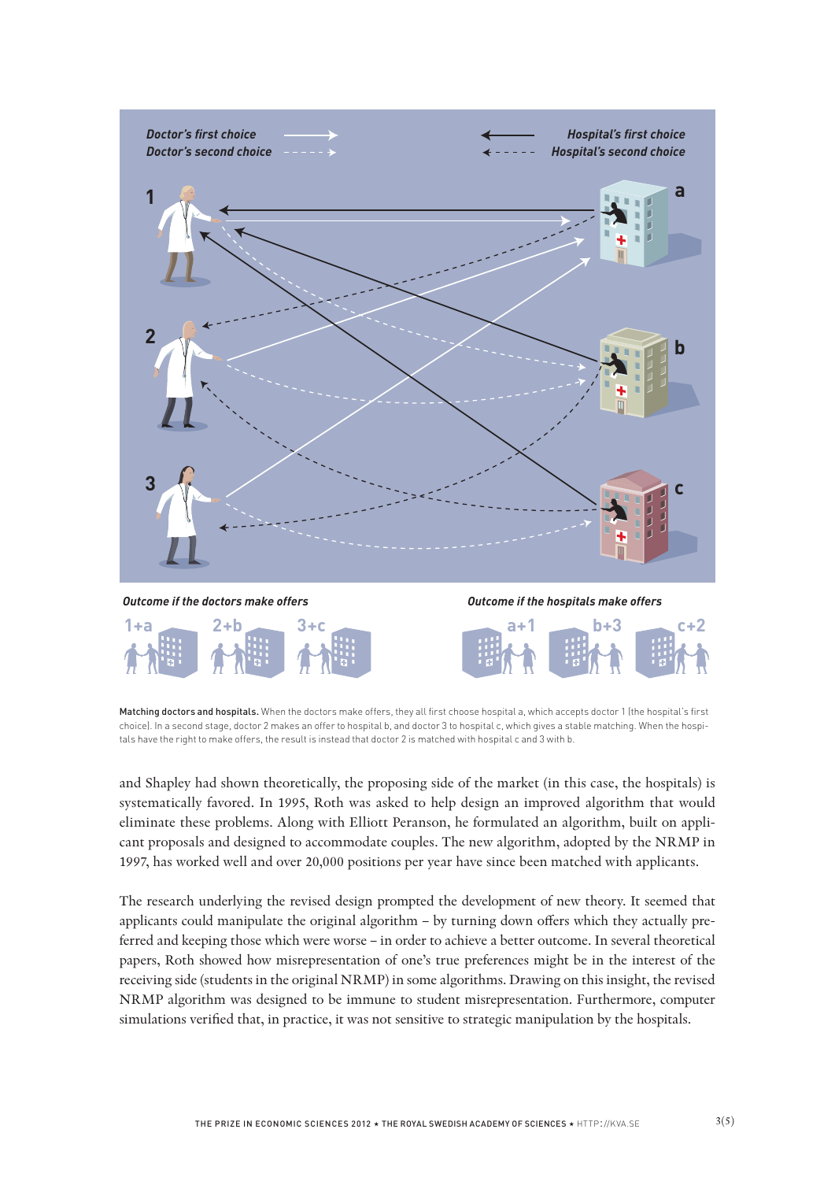Doctor's first choice
Doctor's second choice

Hospital's first choice
Hospital's second choice

*Outcome if the doctors make offers*

1+a 2+b 3+c

*Outcome if the hospitals make offers*

a+1 b+3 c+2

**Matching doctors and hospitals.** When the doctors make offers, they all first choose hospital a, which accepts doctor 1 (the hospital's first choice). In a second stage, doctor 2 makes an offer to hospital b, and doctor 3 to hospital c, which gives a stable matching. When the hospitals have the right to make offers, the result is instead that doctor 2 is matched with hospital c and 3 with b.

and Shapley had shown theoretically, the proposing side of the market (in this case, the hospitals) is systematically favored. In 1995, Roth was asked to help design an improved algorithm that would eliminate these problems. Along with Elliott Peranson, he formulated an algorithm, built on applicant proposals and designed to accommodate couples. The new algorithm, adopted by the NRMP in 1997, has worked well and over 20,000 positions per year have since been matched with applicants.

The research underlying the revised design prompted the development of new theory. It seemed that applicants could manipulate the original algorithm – by turning down offers which they actually preferred and keeping those which were worse – in order to achieve a better outcome. In several theoretical papers, Roth showed how misrepresentation of one's true preferences might be in the interest of the receiving side (students in the original NRMP) in some algorithms. Drawing on this insight, the revised NRMP algorithm was designed to be immune to student misrepresentation. Furthermore, computer simulations verified that, in practice, it was not sensitive to strategic manipulation by the hospitals.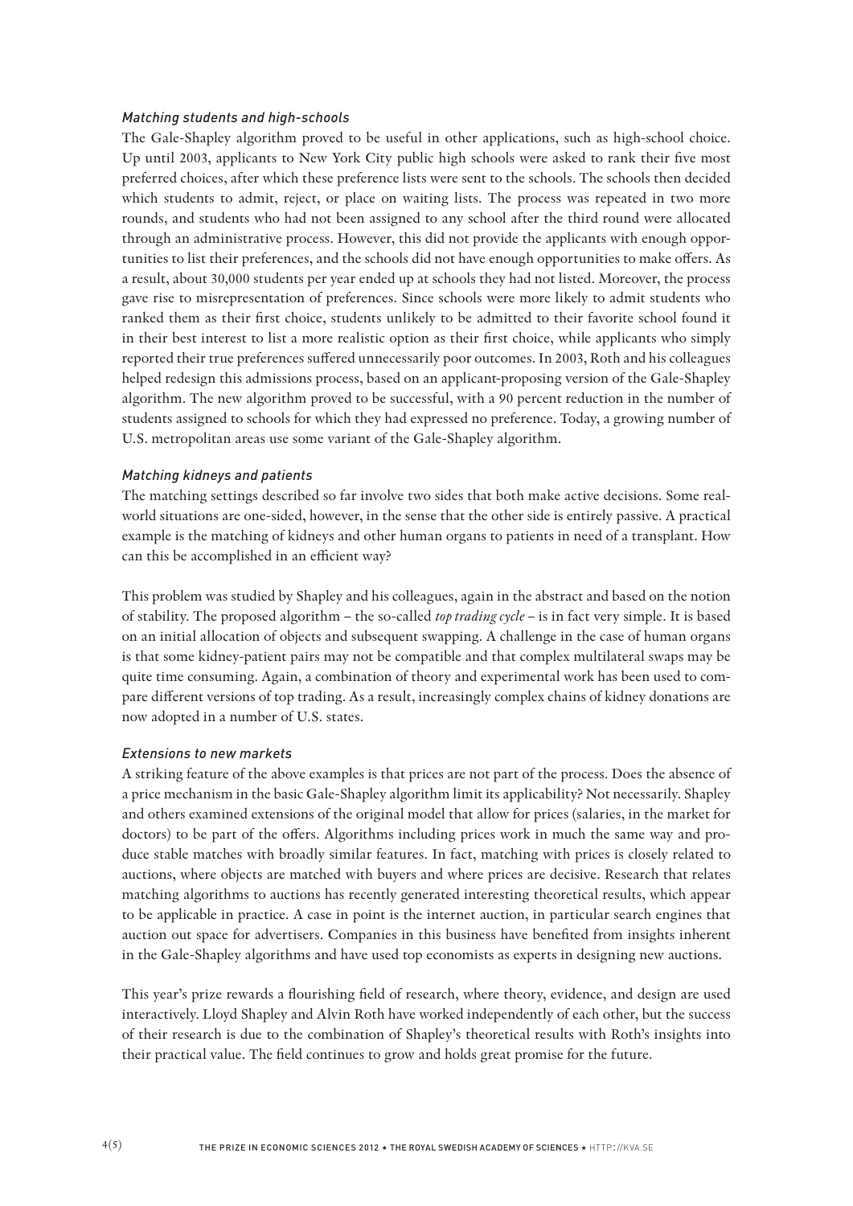### *Matching students and high-schools*

The Gale-Shapley algorithm proved to be useful in other applications, such as high-school choice. Up until 2003, applicants to New York City public high schools were asked to rank their five most preferred choices, after which these preference lists were sent to the schools. The schools then decided which students to admit, reject, or place on waiting lists. The process was repeated in two more rounds, and students who had not been assigned to any school after the third round were allocated through an administrative process. However, this did not provide the applicants with enough opportunities to list their preferences, and the schools did not have enough opportunities to make offers. As a result, about 30,000 students per year ended up at schools they had not listed. Moreover, the process gave rise to misrepresentation of preferences. Since schools were more likely to admit students who ranked them as their first choice, students unlikely to be admitted to their favorite school found it in their best interest to list a more realistic option as their first choice, while applicants who simply reported their true preferences suffered unnecessarily poor outcomes. In 2003, Roth and his colleagues helped redesign this admissions process, based on an applicant-proposing version of the Gale-Shapley algorithm. The new algorithm proved to be successful, with a 90 percent reduction in the number of students assigned to schools for which they had expressed no preference. Today, a growing number of U.S. metropolitan areas use some variant of the Gale-Shapley algorithm.

### *Matching kidneys and patients*

The matching settings described so far involve two sides that both make active decisions. Some real-world situations are one-sided, however, in the sense that the other side is entirely passive. A practical example is the matching of kidneys and other human organs to patients in need of a transplant. How can this be accomplished in an efficient way?

This problem was studied by Shapley and his colleagues, again in the abstract and based on the notion of stability. The proposed algorithm – the so-called *top trading cycle* – is in fact very simple. It is based on an initial allocation of objects and subsequent swapping. A challenge in the case of human organs is that some kidney-patient pairs may not be compatible and that complex multilateral swaps may be quite time consuming. Again, a combination of theory and experimental work has been used to compare different versions of top trading. As a result, increasingly complex chains of kidney donations are now adopted in a number of U.S. states.

### *Extensions to new markets*

A striking feature of the above examples is that prices are not part of the process. Does the absence of a price mechanism in the basic Gale-Shapley algorithm limit its applicability? Not necessarily. Shapley and others examined extensions of the original model that allow for prices (salaries, in the market for doctors) to be part of the offers. Algorithms including prices work in much the same way and produce stable matches with broadly similar features. In fact, matching with prices is closely related to auctions, where objects are matched with buyers and where prices are decisive. Research that relates matching algorithms to auctions has recently generated interesting theoretical results, which appear to be applicable in practice. A case in point is the internet auction, in particular search engines that auction out space for advertisers. Companies in this business have benefited from insights inherent in the Gale-Shapley algorithms and have used top economists as experts in designing new auctions.

This year's prize rewards a flourishing field of research, where theory, evidence, and design are used interactively. Lloyd Shapley and Alvin Roth have worked independently of each other, but the success of their research is due to the combination of Shapley's theoretical results with Roth's insights into their practical value. The field continues to grow and holds great promise for the future.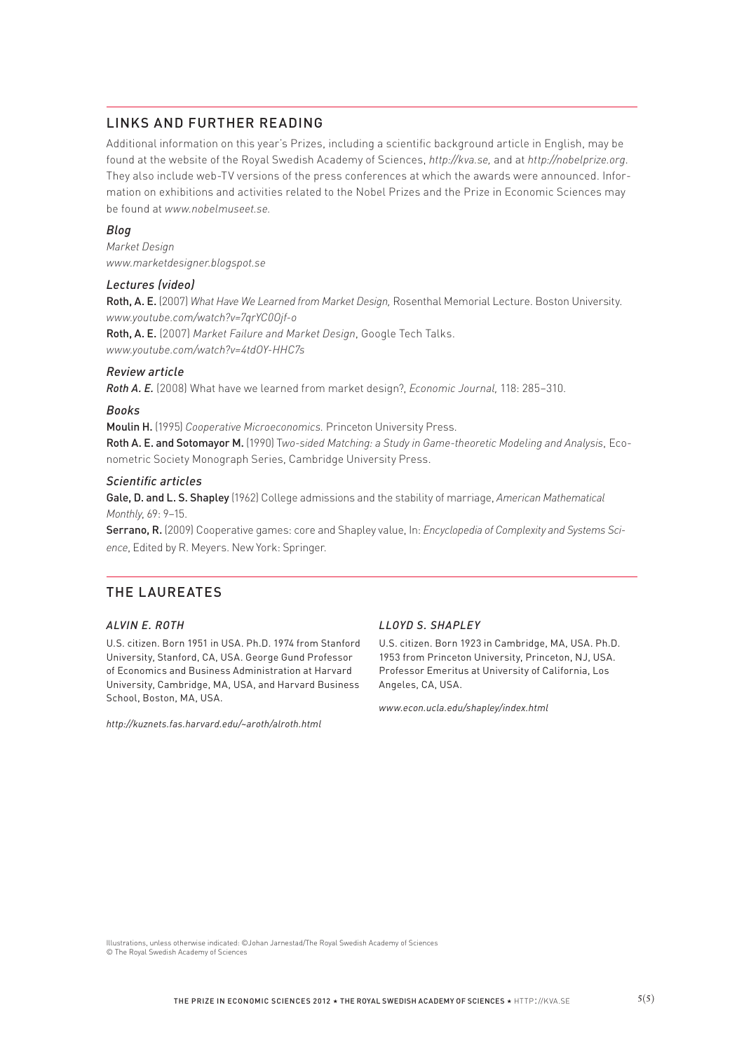## LINKS AND FURTHER READING

Additional information on this year's Prizes, including a scientific background article in English, may be found at the website of the Royal Swedish Academy of Sciences, *http://kva.se,* and at *http://nobelprize.org*. They also include web-TV versions of the press conferences at which the awards were announced. Information on exhibitions and activities related to the Nobel Prizes and the Prize in Economic Sciences may be found at *www.nobelmuseet.se*.

### *Blog*

*Market Design*
*www.marketdesigner.blogspot.se*

### *Lectures (video)*

**Roth, A. E.** (2007) *What Have We Learned from Market Design,* Rosenthal Memorial Lecture. Boston University. *www.youtube.com/watch?v=7qrYC0Ojf-o*

**Roth, A. E.** (2007) *Market Failure and Market Design*, Google Tech Talks. *www.youtube.com/watch?v=4tdOY-HHC7s*

### *Review article*

***Roth A. E.*** (2008) What have we learned from market design?, *Economic Journal,* 118: 285–310.

### *Books*

**Moulin H.** (1995) *Cooperative Microeconomics.* Princeton University Press.

**Roth A. E. and Sotomayor M.** (1990) *Two-sided Matching: a Study in Game-theoretic Modeling and Analysis*, Econometric Society Monograph Series, Cambridge University Press.

### *Scientific articles*

**Gale, D. and L. S. Shapley** (1962) College admissions and the stability of marriage, *American Mathematical Monthly*, 69: 9–15.

**Serrano, R.** (2009) Cooperative games: core and Shapley value, In: *Encyclopedia of Complexity and Systems Science*, Edited by R. Meyers. New York: Springer.

## THE LAUREATES

### *ALVIN E. ROTH*

U.S. citizen. Born 1951 in USA. Ph.D. 1974 from Stanford University, Stanford, CA, USA. George Gund Professor of Economics and Business Administration at Harvard University, Cambridge, MA, USA, and Harvard Business School, Boston, MA, USA.

*http://kuznets.fas.harvard.edu/~aroth/alroth.html*

### *LLOYD S. SHAPLEY*

U.S. citizen. Born 1923 in Cambridge, MA, USA. Ph.D. 1953 from Princeton University, Princeton, NJ, USA. Professor Emeritus at University of California, Los Angeles, CA, USA.

*www.econ.ucla.edu/shapley/index.html*

Illustrations, unless otherwise indicated: ©Johan Jarnestad/The Royal Swedish Academy of Sciences
© The Royal Swedish Academy of Sciences